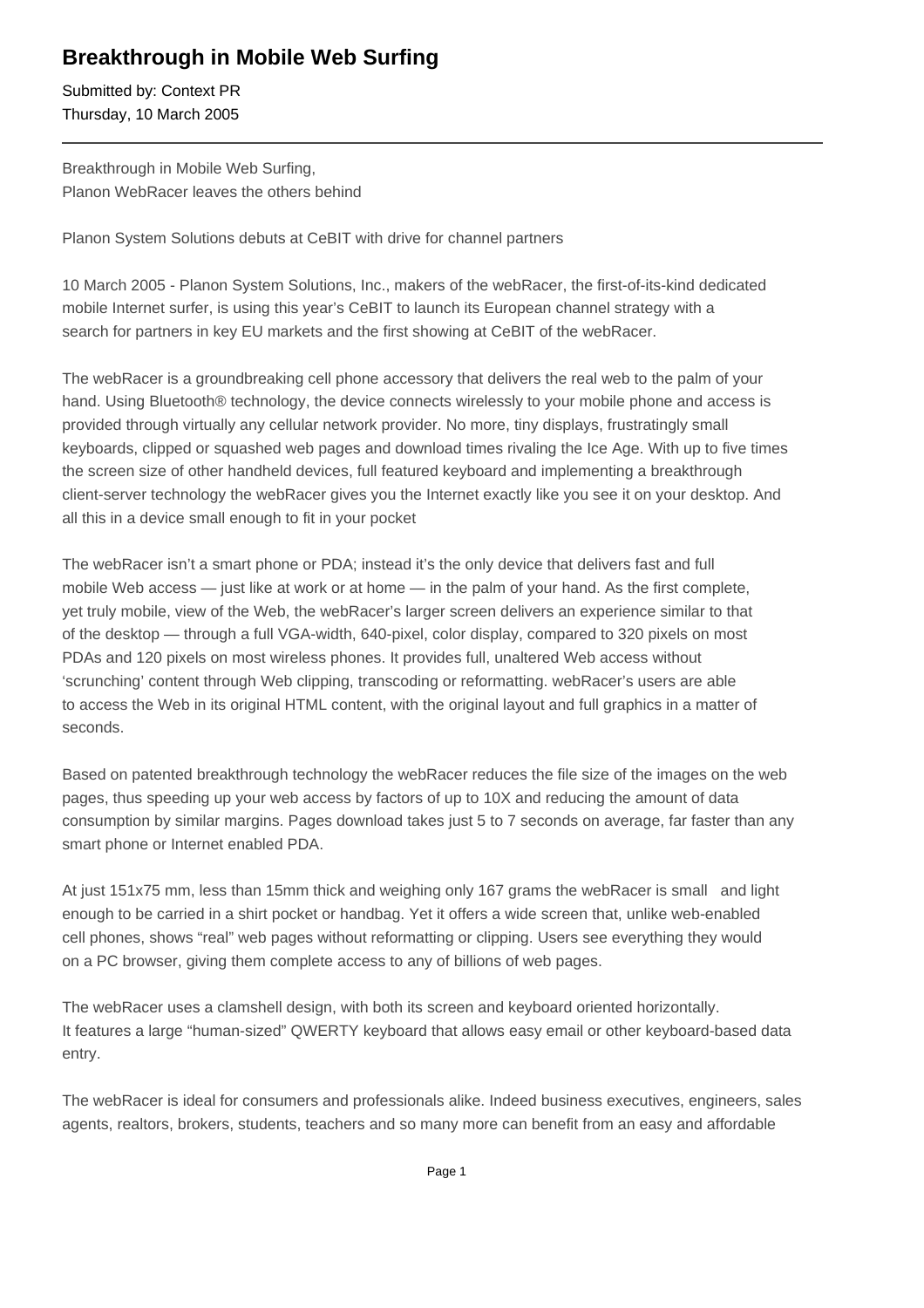# Breakthrough in Mobile Web Surfing

Submitted by: Context PR
Thursday, 10 March 2005

---

Breakthrough in Mobile Web Surfing,
Planon WebRacer leaves the others behind

Planon System Solutions debuts at CeBIT with drive for channel partners

10 March 2005 - Planon System Solutions, Inc., makers of the webRacer, the first-of-its-kind dedicated mobile Internet surfer, is using this year's CeBIT to launch its European channel strategy with a search for partners in key EU markets and the first showing at CeBIT of the webRacer.

The webRacer is a groundbreaking cell phone accessory that delivers the real web to the palm of your hand. Using Bluetooth® technology, the device connects wirelessly to your mobile phone and access is provided through virtually any cellular network provider. No more, tiny displays, frustratingly small keyboards, clipped or squashed web pages and download times rivaling the Ice Age. With up to five times the screen size of other handheld devices, full featured keyboard and implementing a breakthrough client-server technology the webRacer gives you the Internet exactly like you see it on your desktop. And all this in a device small enough to fit in your pocket

The webRacer isn't a smart phone or PDA; instead it's the only device that delivers fast and full mobile Web access — just like at work or at home — in the palm of your hand. As the first complete, yet truly mobile, view of the Web, the webRacer's larger screen delivers an experience similar to that of the desktop — through a full VGA-width, 640-pixel, color display, compared to 320 pixels on most PDAs and 120 pixels on most wireless phones. It provides full, unaltered Web access without 'scrunching' content through Web clipping, transcoding or reformatting. webRacer's users are able to access the Web in its original HTML content, with the original layout and full graphics in a matter of seconds.

Based on patented breakthrough technology the webRacer reduces the file size of the images on the web pages, thus speeding up your web access by factors of up to 10X and reducing the amount of data consumption by similar margins. Pages download takes just 5 to 7 seconds on average, far faster than any smart phone or Internet enabled PDA.

At just 151x75 mm, less than 15mm thick and weighing only 167 grams the webRacer is small and light enough to be carried in a shirt pocket or handbag. Yet it offers a wide screen that, unlike web-enabled cell phones, shows "real" web pages without reformatting or clipping. Users see everything they would on a PC browser, giving them complete access to any of billions of web pages.

The webRacer uses a clamshell design, with both its screen and keyboard oriented horizontally. It features a large "human-sized" QWERTY keyboard that allows easy email or other keyboard-based data entry.

The webRacer is ideal for consumers and professionals alike. Indeed business executives, engineers, sales agents, realtors, brokers, students, teachers and so many more can benefit from an easy and affordable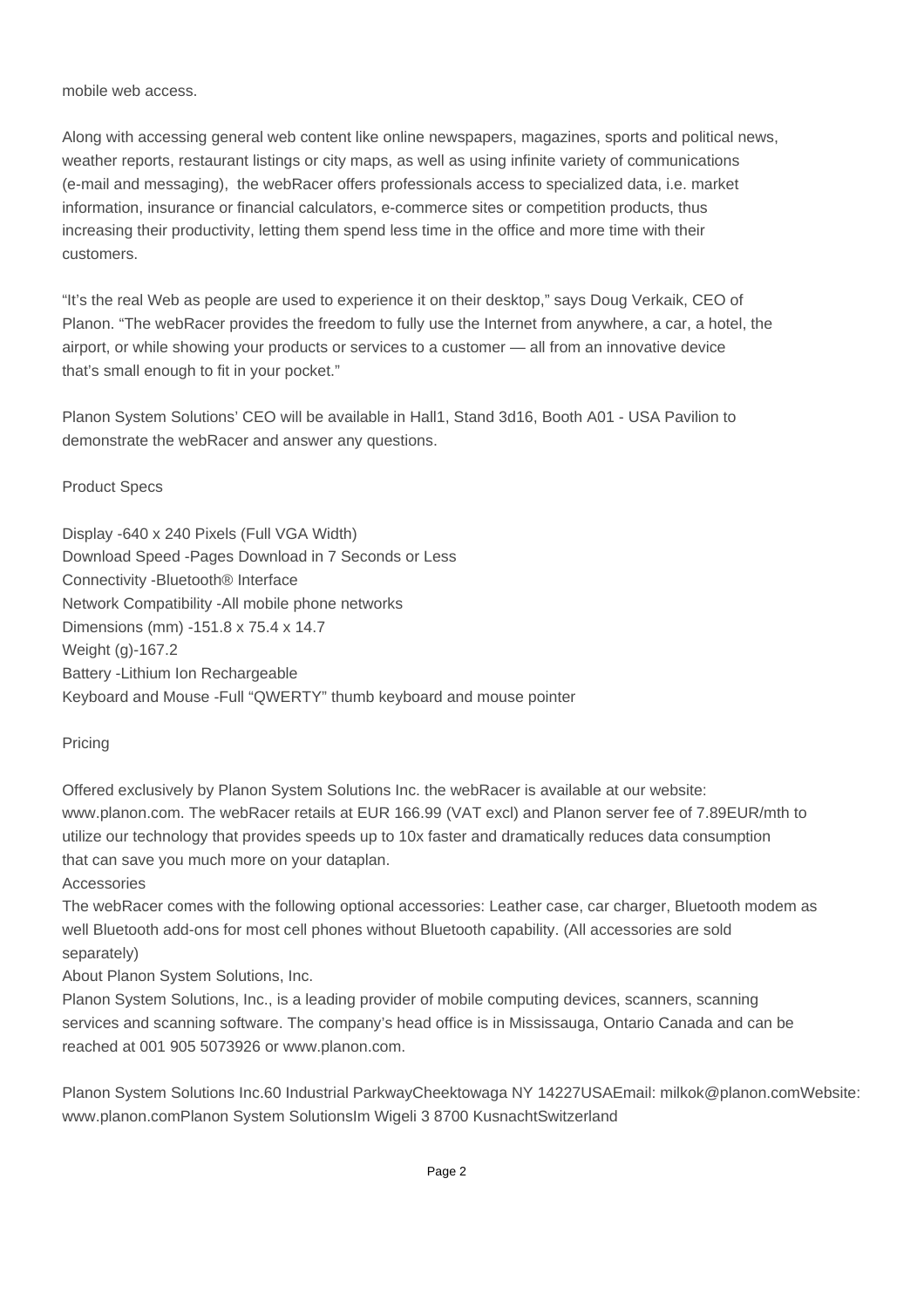mobile web access.

Along with accessing general web content like online newspapers, magazines, sports and political news, weather reports, restaurant listings or city maps, as well as using infinite variety of communications (e-mail and messaging), the webRacer offers professionals access to specialized data, i.e. market information, insurance or financial calculators, e-commerce sites or competition products, thus increasing their productivity, letting them spend less time in the office and more time with their customers.

"It's the real Web as people are used to experience it on their desktop," says Doug Verkaik, CEO of Planon. "The webRacer provides the freedom to fully use the Internet from anywhere, a car, a hotel, the airport, or while showing your products or services to a customer — all from an innovative device that's small enough to fit in your pocket."

Planon System Solutions' CEO will be available in Hall1, Stand 3d16, Booth A01 - USA Pavilion to demonstrate the webRacer and answer any questions.

Product Specs

Display -640 x 240 Pixels (Full VGA Width)
Download Speed -Pages Download in 7 Seconds or Less
Connectivity -Bluetooth® Interface
Network Compatibility -All mobile phone networks
Dimensions (mm) -151.8 x 75.4 x 14.7
Weight (g)-167.2
Battery -Lithium Ion Rechargeable
Keyboard and Mouse -Full "QWERTY" thumb keyboard and mouse pointer

Pricing

Offered exclusively by Planon System Solutions Inc. the webRacer is available at our website: www.planon.com. The webRacer retails at EUR 166.99 (VAT excl) and Planon server fee of 7.89EUR/mth to utilize our technology that provides speeds up to 10x faster and dramatically reduces data consumption that can save you much more on your dataplan.

Accessories

The webRacer comes with the following optional accessories: Leather case, car charger, Bluetooth modem as well Bluetooth add-ons for most cell phones without Bluetooth capability. (All accessories are sold separately)

About Planon System Solutions, Inc.

Planon System Solutions, Inc., is a leading provider of mobile computing devices, scanners, scanning services and scanning software. The company's head office is in Mississauga, Ontario Canada and can be reached at 001 905 5073926 or www.planon.com.

Planon System Solutions Inc.60 Industrial ParkwayCheektowaga NY 14227USAEmail: milkok@planon.comWebsite: www.planon.comPlanon System SolutionsIm Wigeli 3 8700 KusnachtSwitzerland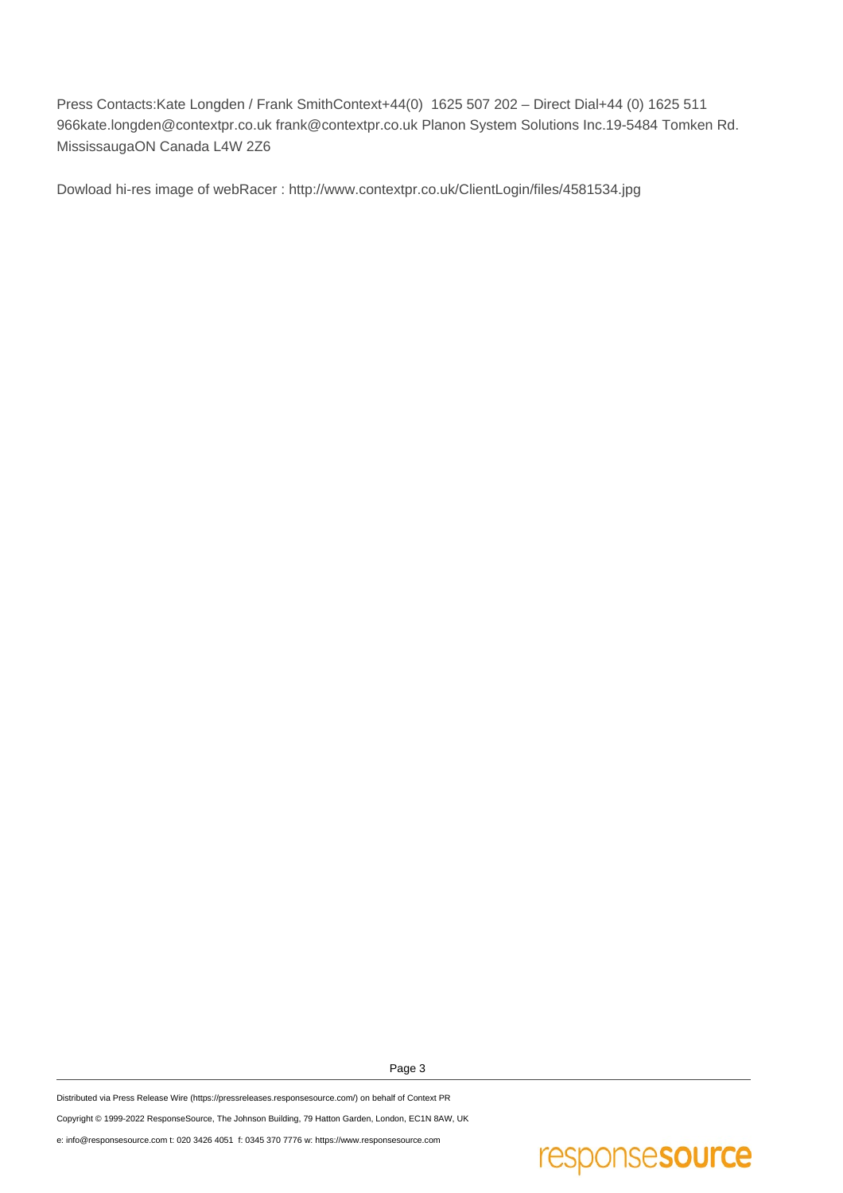Press Contacts:Kate Longden / Frank SmithContext+44(0)  1625 507 202 – Direct Dial+44 (0) 1625 511 966kate.longden@contextpr.co.uk frank@contextpr.co.uk Planon System Solutions Inc.19-5484 Tomken Rd. MississaugaON Canada L4W 2Z6

Dowload hi-res image of webRacer : http://www.contextpr.co.uk/ClientLogin/files/4581534.jpg